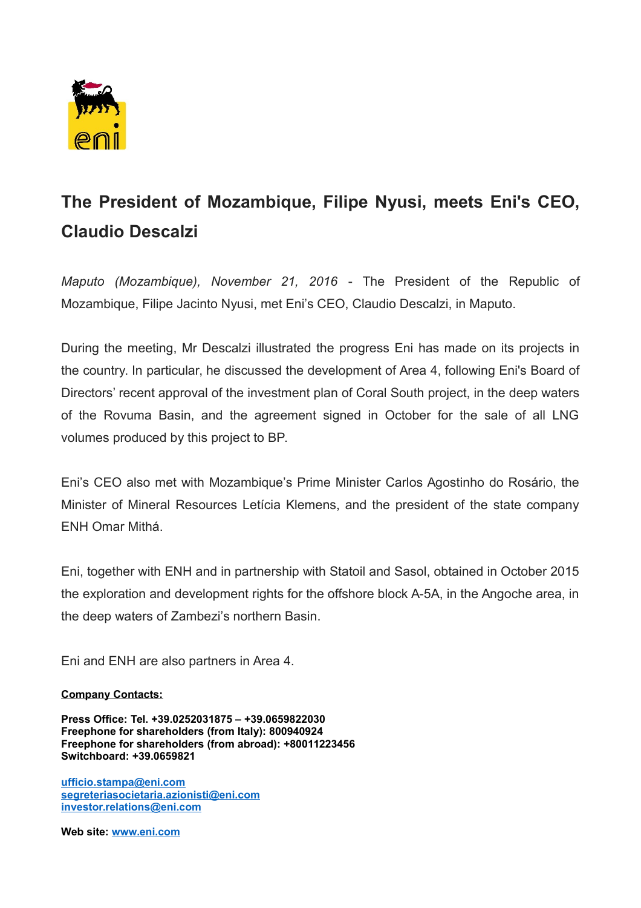# The President of Mozambique, Filipe Nyusi, meets Eni's CEO, Claudio Descalzi

*Maputo (Mozambique), November 21, 2016* - The President of the Republic of Mozambique, Filipe Jacinto Nyusi, met Eni's CEO, Claudio Descalzi, in Maputo.

During the meeting, Mr Descalzi illustrated the progress Eni has made on its projects in the country. In particular, he discussed the development of Area 4, following Eni's Board of Directors' recent approval of the investment plan of Coral South project, in the deep waters of the Rovuma Basin, and the agreement signed in October for the sale of all LNG volumes produced by this project to BP.

Eni's CEO also met with Mozambique's Prime Minister Carlos Agostinho do Rosário, the Minister of Mineral Resources Letícia Klemens, and the president of the state company ENH Omar Mithá.

Eni, together with ENH and in partnership with Statoil and Sasol, obtained in October 2015 the exploration and development rights for the offshore block A-5A, in the Angoche area, in the deep waters of Zambezi's northern Basin.

Eni and ENH are also partners in Area 4.

**Company Contacts:**

**Press Office: Tel. +39.0252031875 – +39.0659822030**
**Freephone for shareholders (from Italy): 800940924**
**Freephone for shareholders (from abroad): +80011223456**
**Switchboard: +39.0659821**

ufficio.stampa@eni.com
segreteriasocietaria.azionisti@eni.com
investor.relations@eni.com

**Web site:** www.eni.com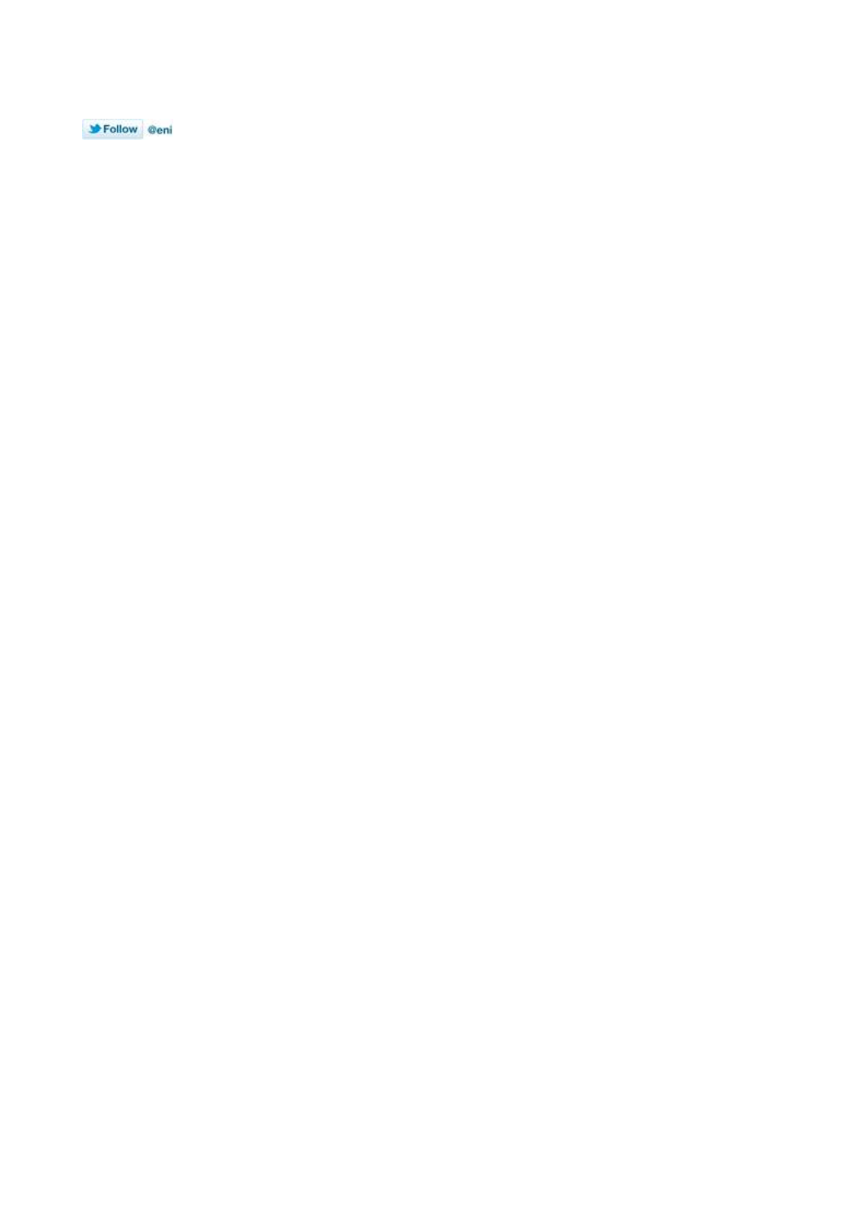Follow @eni